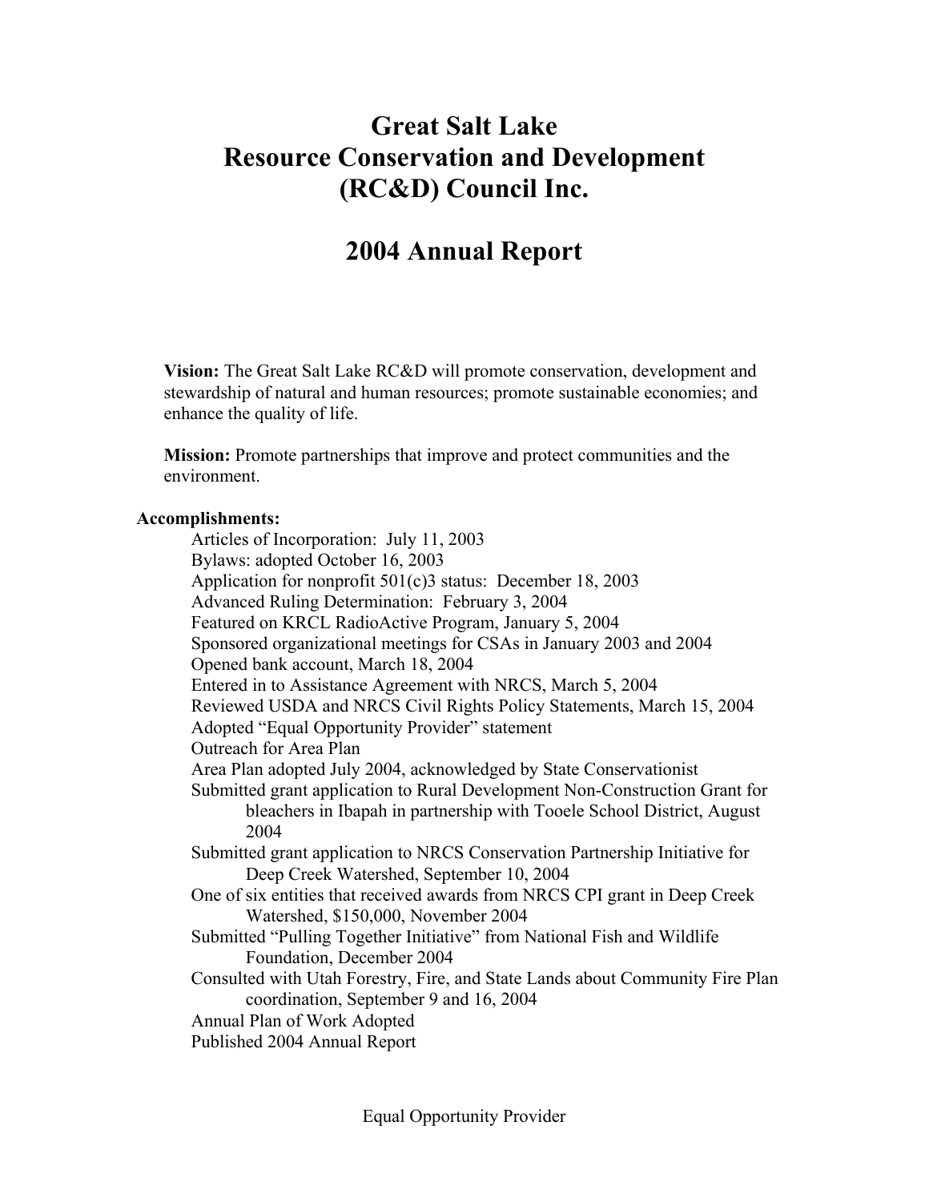# Great Salt Lake
# Resource Conservation and Development
# (RC&D) Council Inc.

## 2004 Annual Report

**Vision:** The Great Salt Lake RC&D will promote conservation, development and stewardship of natural and human resources; promote sustainable economies; and enhance the quality of life.

**Mission:** Promote partnerships that improve and protect communities and the environment.

**Accomplishments:**

- Articles of Incorporation: July 11, 2003
- Bylaws: adopted October 16, 2003
- Application for nonprofit 501(c)3 status: December 18, 2003
- Advanced Ruling Determination: February 3, 2004
- Featured on KRCL RadioActive Program, January 5, 2004
- Sponsored organizational meetings for CSAs in January 2003 and 2004
- Opened bank account, March 18, 2004
- Entered in to Assistance Agreement with NRCS, March 5, 2004
- Reviewed USDA and NRCS Civil Rights Policy Statements, March 15, 2004
- Adopted "Equal Opportunity Provider" statement
- Outreach for Area Plan
- Area Plan adopted July 2004, acknowledged by State Conservationist
- Submitted grant application to Rural Development Non-Construction Grant for bleachers in Ibapah in partnership with Tooele School District, August 2004
- Submitted grant application to NRCS Conservation Partnership Initiative for Deep Creek Watershed, September 10, 2004
- One of six entities that received awards from NRCS CPI grant in Deep Creek Watershed, $150,000, November 2004
- Submitted "Pulling Together Initiative" from National Fish and Wildlife Foundation, December 2004
- Consulted with Utah Forestry, Fire, and State Lands about Community Fire Plan coordination, September 9 and 16, 2004
- Annual Plan of Work Adopted
- Published 2004 Annual Report

Equal Opportunity Provider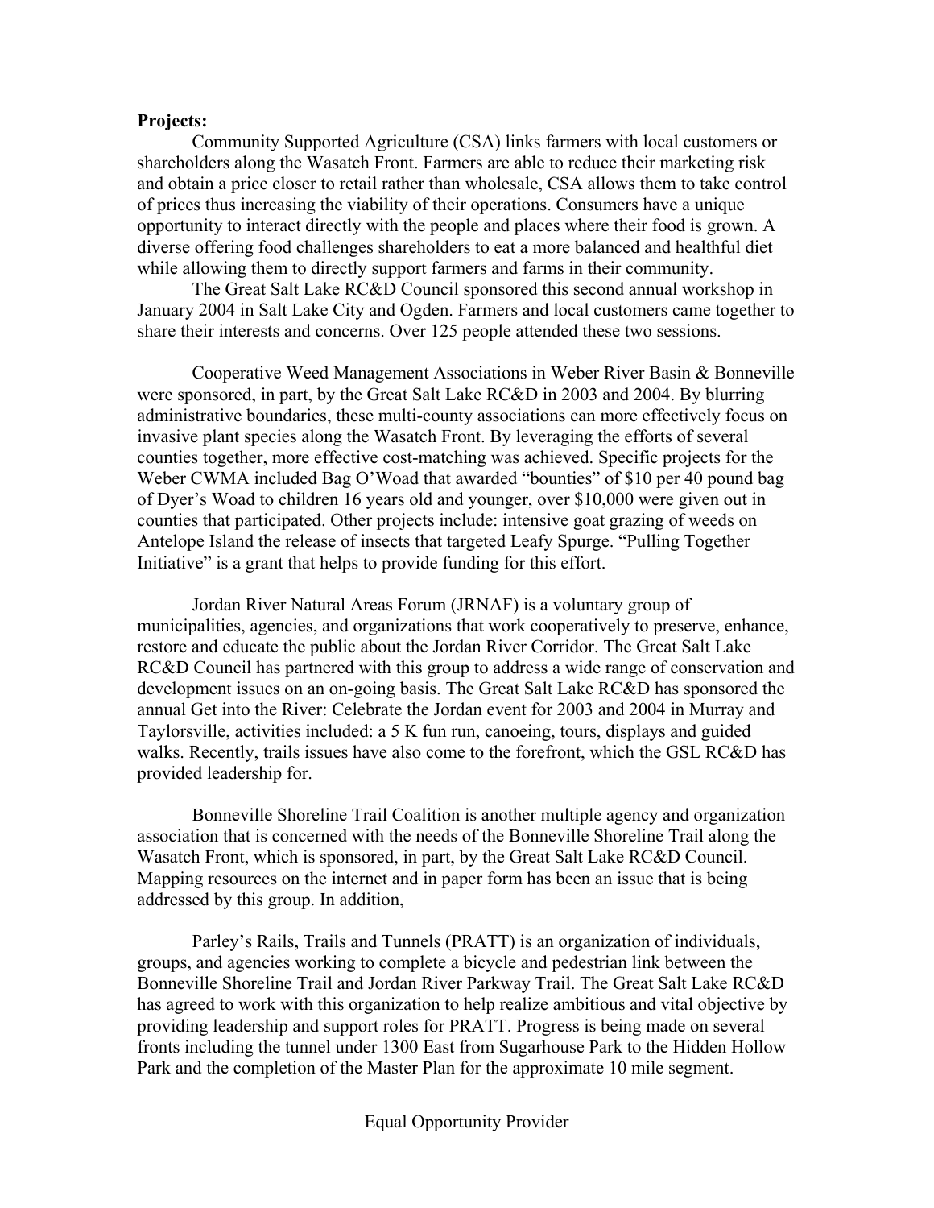**Projects:**

Community Supported Agriculture (CSA) links farmers with local customers or shareholders along the Wasatch Front. Farmers are able to reduce their marketing risk and obtain a price closer to retail rather than wholesale, CSA allows them to take control of prices thus increasing the viability of their operations. Consumers have a unique opportunity to interact directly with the people and places where their food is grown. A diverse offering food challenges shareholders to eat a more balanced and healthful diet while allowing them to directly support farmers and farms in their community.

The Great Salt Lake RC&D Council sponsored this second annual workshop in January 2004 in Salt Lake City and Ogden. Farmers and local customers came together to share their interests and concerns. Over 125 people attended these two sessions.

Cooperative Weed Management Associations in Weber River Basin & Bonneville were sponsored, in part, by the Great Salt Lake RC&D in 2003 and 2004. By blurring administrative boundaries, these multi-county associations can more effectively focus on invasive plant species along the Wasatch Front. By leveraging the efforts of several counties together, more effective cost-matching was achieved. Specific projects for the Weber CWMA included Bag O'Woad that awarded "bounties" of $10 per 40 pound bag of Dyer's Woad to children 16 years old and younger, over $10,000 were given out in counties that participated. Other projects include: intensive goat grazing of weeds on Antelope Island the release of insects that targeted Leafy Spurge. "Pulling Together Initiative" is a grant that helps to provide funding for this effort.

Jordan River Natural Areas Forum (JRNAF) is a voluntary group of municipalities, agencies, and organizations that work cooperatively to preserve, enhance, restore and educate the public about the Jordan River Corridor. The Great Salt Lake RC&D Council has partnered with this group to address a wide range of conservation and development issues on an on-going basis. The Great Salt Lake RC&D has sponsored the annual Get into the River: Celebrate the Jordan event for 2003 and 2004 in Murray and Taylorsville, activities included: a 5 K fun run, canoeing, tours, displays and guided walks. Recently, trails issues have also come to the forefront, which the GSL RC&D has provided leadership for.

Bonneville Shoreline Trail Coalition is another multiple agency and organization association that is concerned with the needs of the Bonneville Shoreline Trail along the Wasatch Front, which is sponsored, in part, by the Great Salt Lake RC&D Council. Mapping resources on the internet and in paper form has been an issue that is being addressed by this group. In addition,

Parley's Rails, Trails and Tunnels (PRATT) is an organization of individuals, groups, and agencies working to complete a bicycle and pedestrian link between the Bonneville Shoreline Trail and Jordan River Parkway Trail. The Great Salt Lake RC&D has agreed to work with this organization to help realize ambitious and vital objective by providing leadership and support roles for PRATT. Progress is being made on several fronts including the tunnel under 1300 East from Sugarhouse Park to the Hidden Hollow Park and the completion of the Master Plan for the approximate 10 mile segment.

Equal Opportunity Provider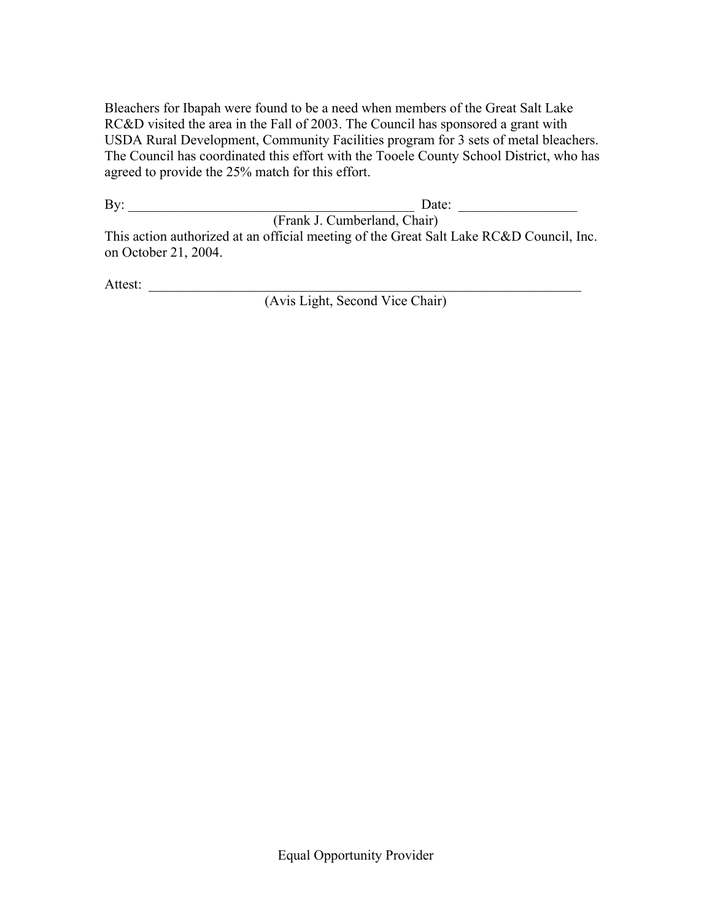Bleachers for Ibapah were found to be a need when members of the Great Salt Lake RC&D visited the area in the Fall of 2003. The Council has sponsored a grant with USDA Rural Development, Community Facilities program for 3 sets of metal bleachers. The Council has coordinated this effort with the Tooele County School District, who has agreed to provide the 25% match for this effort.

By: ___________________________________________ Date: _________________

(Frank J. Cumberland, Chair)

This action authorized at an official meeting of the Great Salt Lake RC&D Council, Inc. on October 21, 2004.

Attest: ________________________________________________________________

(Avis Light, Second Vice Chair)

Equal Opportunity Provider